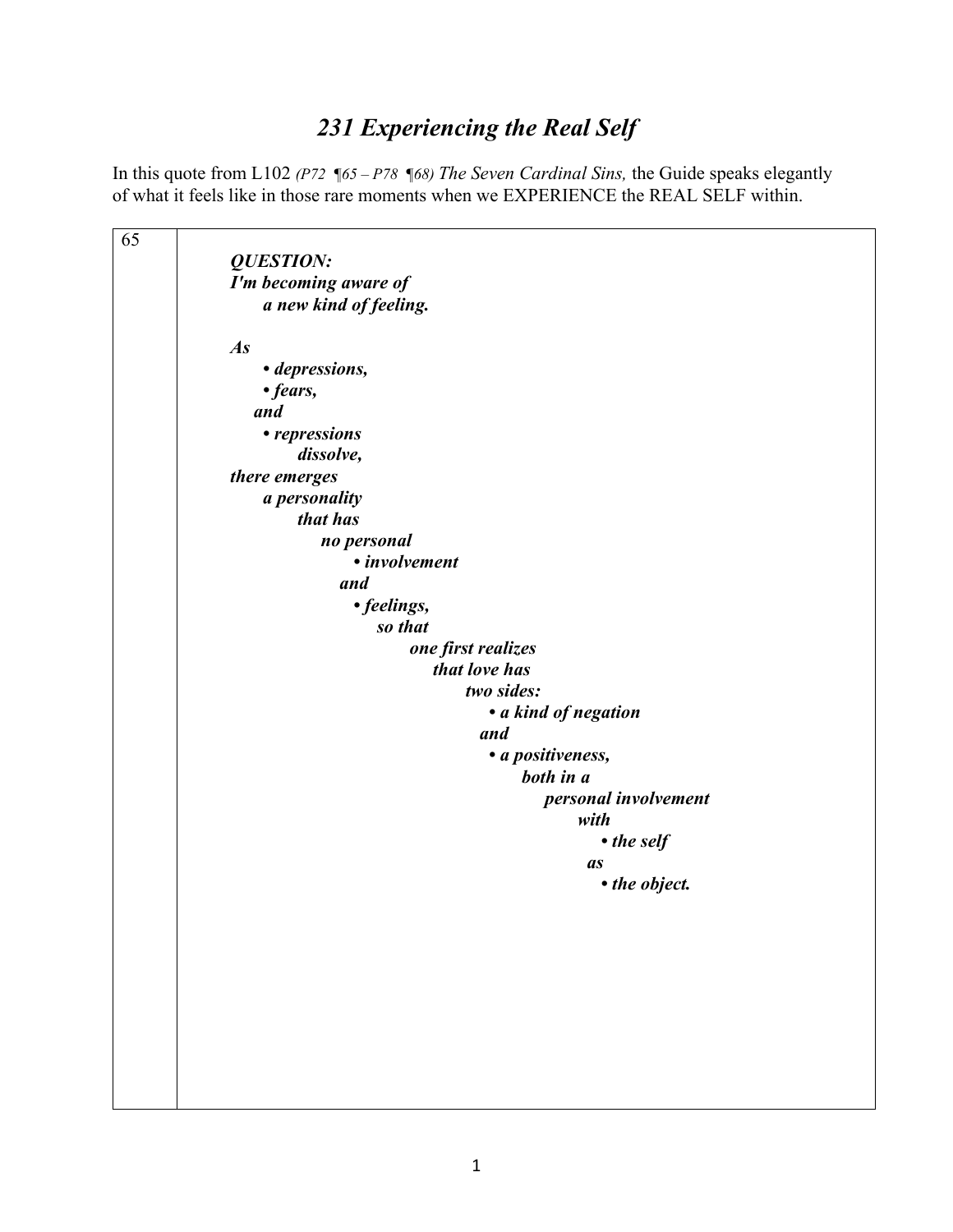# *231 Experiencing the Real Self*

In this quote from L102 *(P72 ¶65 – P78 ¶68) The Seven Cardinal Sins,* the Guide speaks elegantly of what it feels like in those rare moments when we EXPERIENCE the REAL SELF within.

| | |
|---|---|
| 65 | ***QUESTION:***<br>***I'm becoming aware of***<br>***a new kind of feeling.***<br><br>***As***<br>***• depressions,***<br>***• fears,***<br>***and***<br>***• repressions***<br>***dissolve,***<br>***there emerges***<br>***a personality***<br>***that has***<br>***no personal***<br>***• involvement***<br>***and***<br>***• feelings,***<br>***so that***<br>***one first realizes***<br>***that love has***<br>***two sides:***<br>***• a kind of negation***<br>***and***<br>***• a positiveness,***<br>***both in a***<br>***personal involvement***<br>***with***<br>***• the self***<br>***as***<br>***• the object.*** |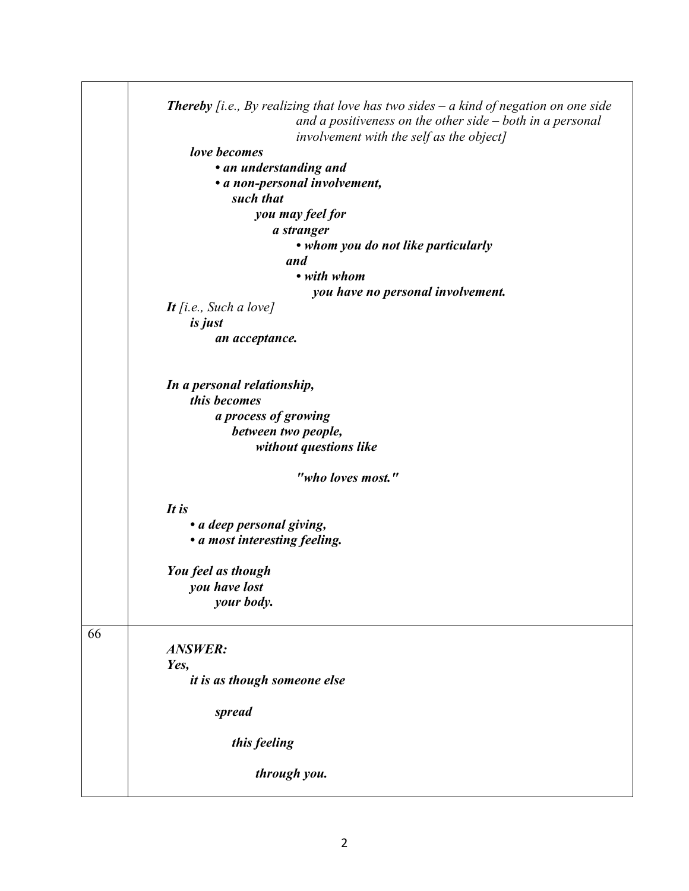| | |
|---|---|
| | ***Thereby*** *[i.e., By realizing that love has two sides – a kind of negation on one side and a positiveness on the other side – both in a personal involvement with the self as the object]* <br> ***love becomes*** <br> ***• an understanding and*** <br> ***• a non-personal involvement,*** <br> ***such that*** <br> ***you may feel for*** <br> ***a stranger*** <br> ***• whom you do not like particularly*** <br> ***and*** <br> ***• with whom*** <br> ***you have no personal involvement.*** <br> ***It*** *[i.e., Such a love]* <br> ***is just*** <br> ***an acceptance.*** <br><br> ***In a personal relationship,*** <br> ***this becomes*** <br> ***a process of growing*** <br> ***between two people,*** <br> ***without questions like*** <br><br> ***"who loves most."*** <br><br> ***It is*** <br> ***• a deep personal giving,*** <br> ***• a most interesting feeling.*** <br><br> ***You feel as though*** <br> ***you have lost*** <br> ***your body.*** |
| 66 | ***ANSWER:*** <br> ***Yes,*** <br> ***it is as though someone else*** <br><br> ***spread*** <br><br> ***this feeling*** <br><br> ***through you.*** |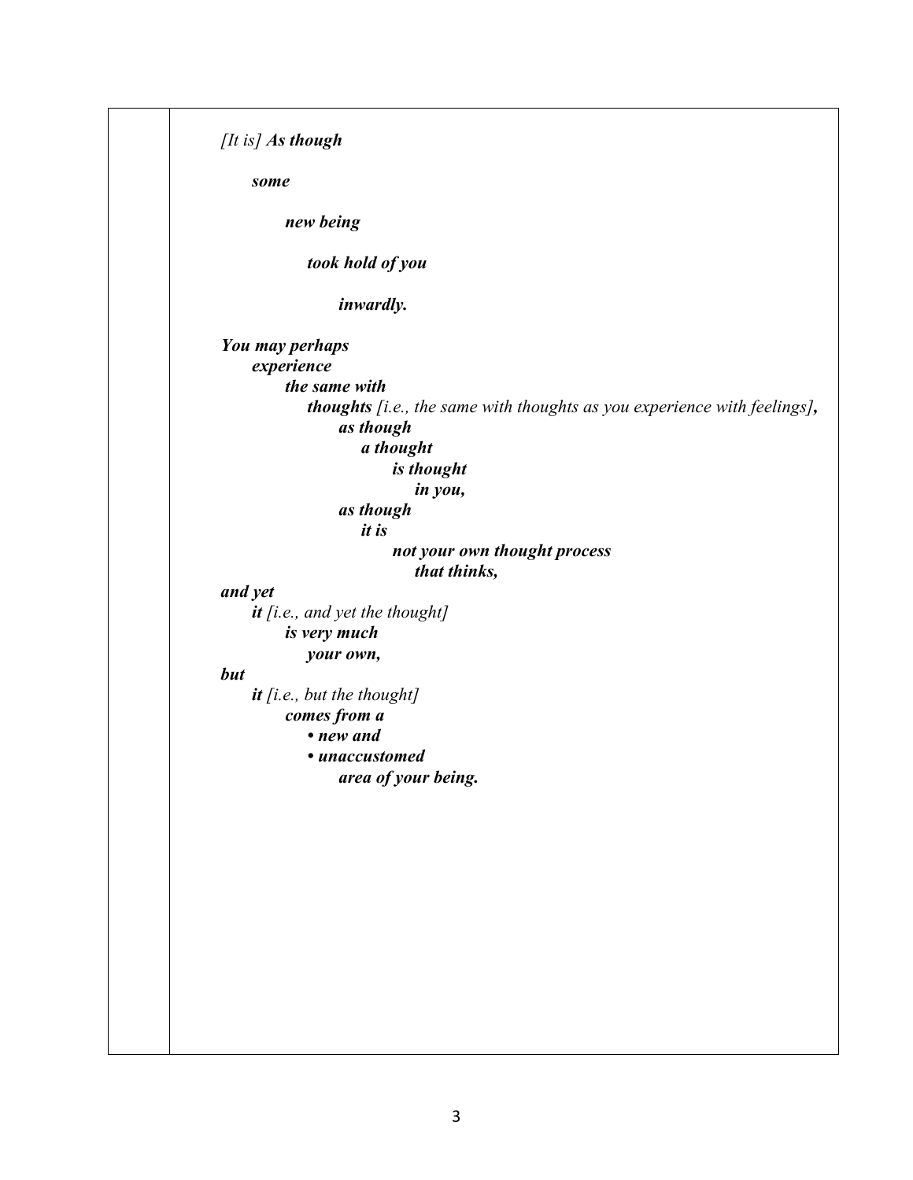*[It is]* ***As though***

***some***

***new being***

***took hold of you***

***inwardly.***

***You may perhaps***
***experience***
***the same with***
***thoughts*** *[i.e., the same with thoughts as you experience with feelings]****,***
***as though***
***a thought***
***is thought***
***in you,***
***as though***
***it is***
***not your own thought process***
***that thinks,***
***and yet***
***it*** *[i.e., and yet the thought]*
***is very much***
***your own,***
***but***
***it*** *[i.e., but the thought]*
***comes from a***
***• new and***
***• unaccustomed***
***area of your being.***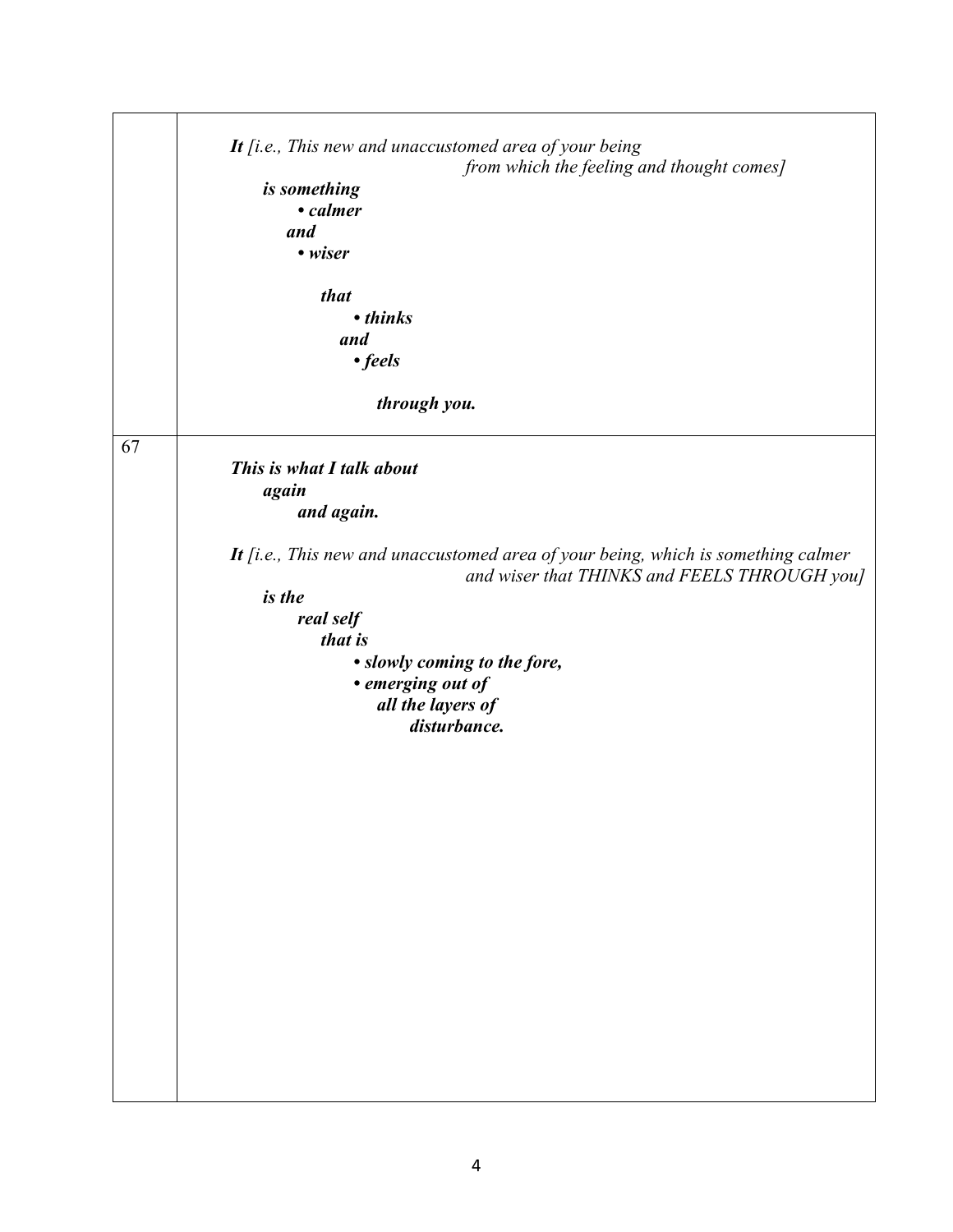| | |
|---|---|
| | ***It*** *[i.e., This new and unaccustomed area of your being from which the feeling and thought comes]* ***is something*** ***• calmer*** ***and*** ***• wiser*** ***that*** ***• thinks*** ***and*** ***• feels*** ***through you.*** |
| 67 | ***This is what I talk about again and again.*** ***It*** *[i.e., This new and unaccustomed area of your being, which is something calmer and wiser that THINKS and FEELS THROUGH you]* ***is the real self that is*** ***• slowly coming to the fore,*** ***• emerging out of all the layers of disturbance.*** |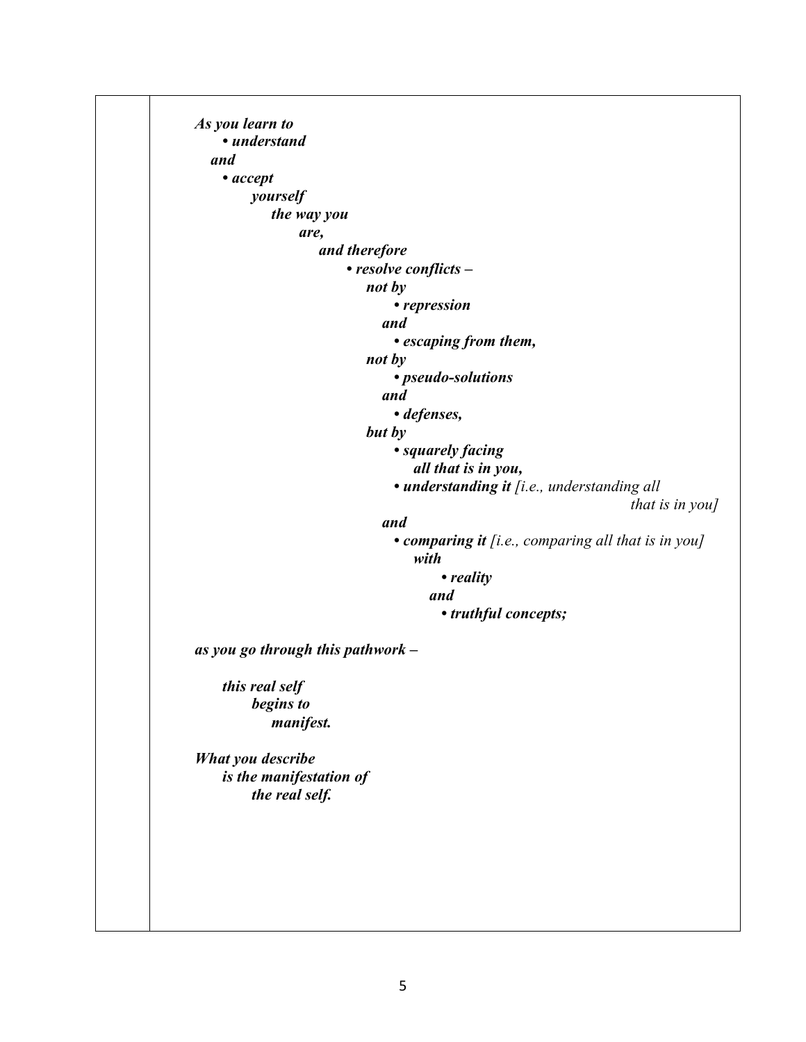***As you learn to***
***• understand***
***and***
***• accept***
***yourself***
***the way you***
***are,***
***and therefore***
***• resolve conflicts –***
***not by***
***• repression***
***and***
***• escaping from them,***
***not by***
***• pseudo-solutions***
***and***
***• defenses,***
***but by***
***• squarely facing***
***all that is in you,***
***• understanding it*** *[i.e., understanding all that is in you]*
***and***
***• comparing it*** *[i.e., comparing all that is in you]*
***with***
***• reality***
***and***
***• truthful concepts;***

***as you go through this pathwork –***

***this real self***
***begins to***
***manifest.***

***What you describe***
***is the manifestation of***
***the real self.***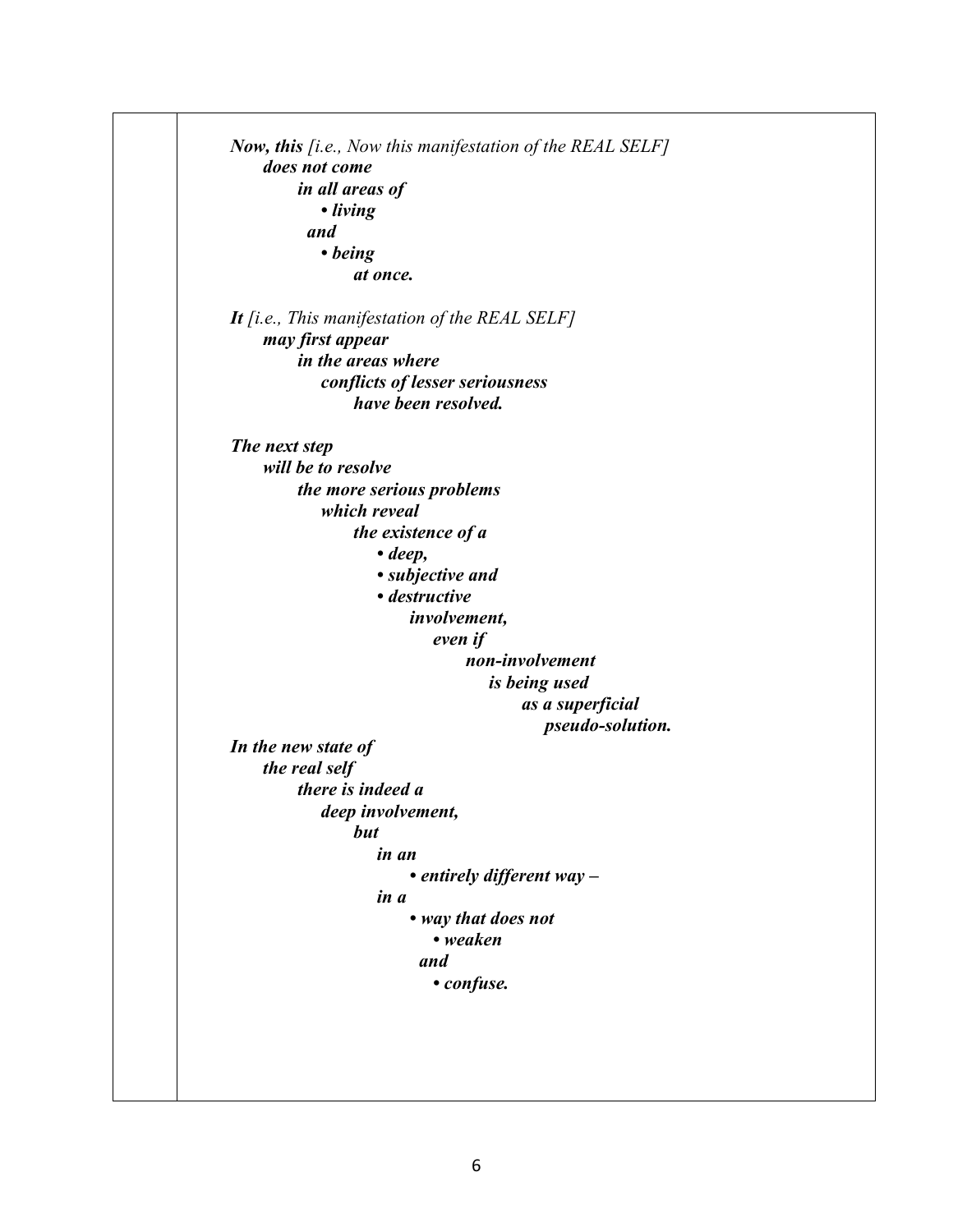***Now, this** [i.e., Now this manifestation of the REAL SELF]*
***does not come***
***in all areas of***
- ***living***

***and***
- ***being***

***at once.***

***It** [i.e., This manifestation of the REAL SELF]*
***may first appear***
***in the areas where***
***conflicts of lesser seriousness***
***have been resolved.***

***The next step***
***will be to resolve***
***the more serious problems***
***which reveal***
***the existence of a***
- ***deep,***
- ***subjective and***
- ***destructive***

***involvement,***
***even if***
***non-involvement***
***is being used***
***as a superficial***
***pseudo-solution.***

***In the new state of***
***the real self***
***there is indeed a***
***deep involvement,***
***but***
***in an***
- ***entirely different way –***

***in a***
- ***way that does not***
  - ***weaken***

  ***and***
  - ***confuse.***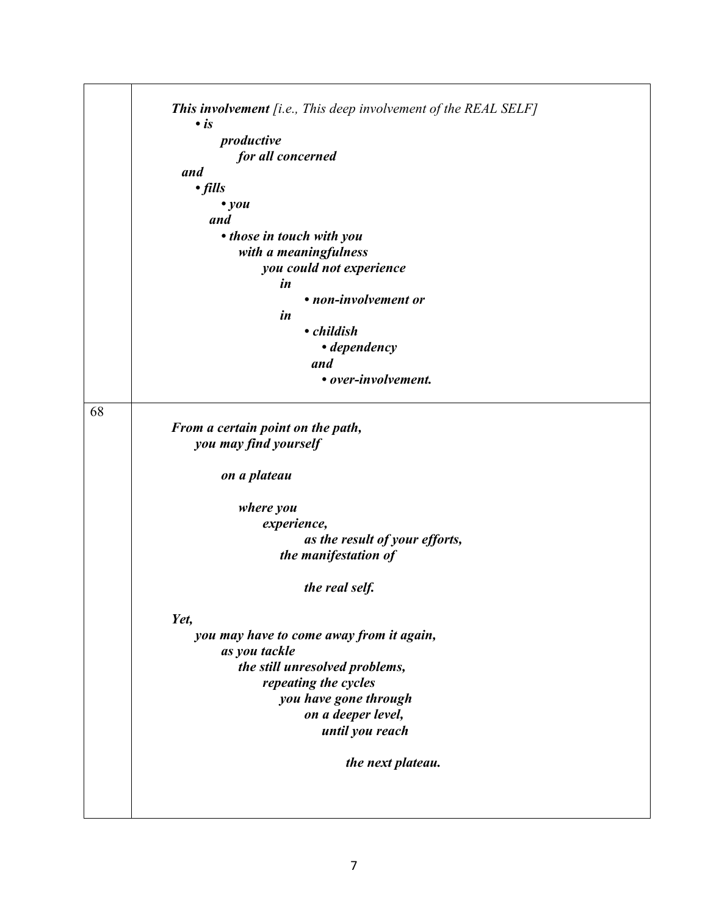| | |
|---|---|
| | ***This involvement*** *[i.e., This deep involvement of the REAL SELF]*<br>***• is***<br>***productive***<br>***for all concerned***<br>***and***<br>***• fills***<br>***• you***<br>***and***<br>***• those in touch with you***<br>***with a meaningfulness***<br>***you could not experience***<br>***in***<br>***• non-involvement or***<br>***in***<br>***• childish***<br>***• dependency***<br>***and***<br>***• over-involvement.*** |
| 68 | ***From a certain point on the path,***<br>***you may find yourself***<br><br>***on a plateau***<br><br>***where you***<br>***experience,***<br>***as the result of your efforts,***<br>***the manifestation of***<br><br>***the real self.***<br><br>***Yet,***<br>***you may have to come away from it again,***<br>***as you tackle***<br>***the still unresolved problems,***<br>***repeating the cycles***<br>***you have gone through***<br>***on a deeper level,***<br>***until you reach***<br><br>***the next plateau.*** |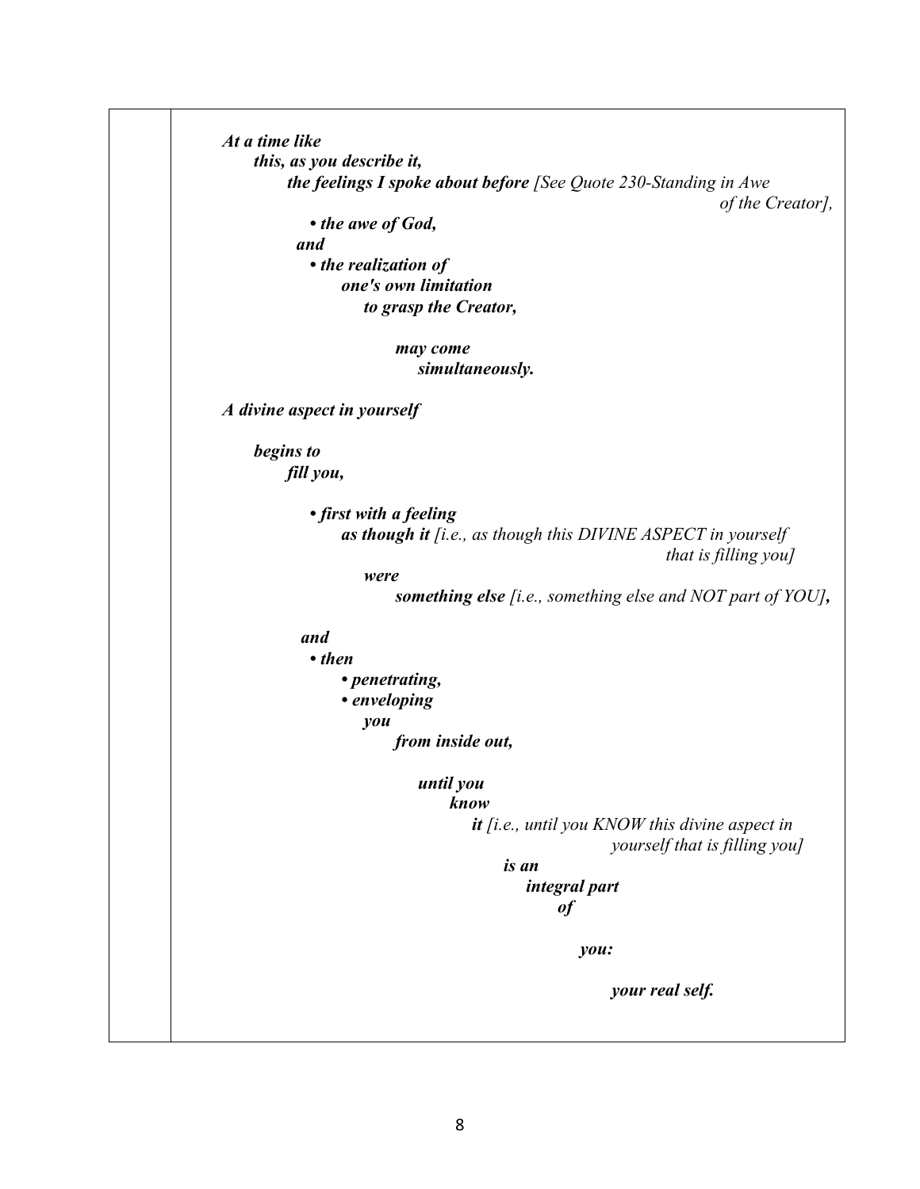***At a time like***
***this, as you describe it,***
***the feelings I spoke about before*** *[See Quote 230-Standing in Awe of the Creator],*

- ***the awe of God,***

***and***

- ***the realization of***
  ***one's own limitation***
  ***to grasp the Creator,***

***may come***
***simultaneously.***

***A divine aspect in yourself***

***begins to***
***fill you,***

- ***first with a feeling***
  ***as though it*** *[i.e., as though this DIVINE ASPECT in yourself that is filling you]*
  ***were***
  ***something else*** *[i.e., something else and NOT part of YOU]****,***

***and***

- ***then***
  - ***penetrating,***
  - ***enveloping***

  ***you***
  ***from inside out,***

***until you***
***know***
***it*** *[i.e., until you KNOW this divine aspect in yourself that is filling you]*
***is an***
***integral part***
***of***

***you:***

***your real self.***